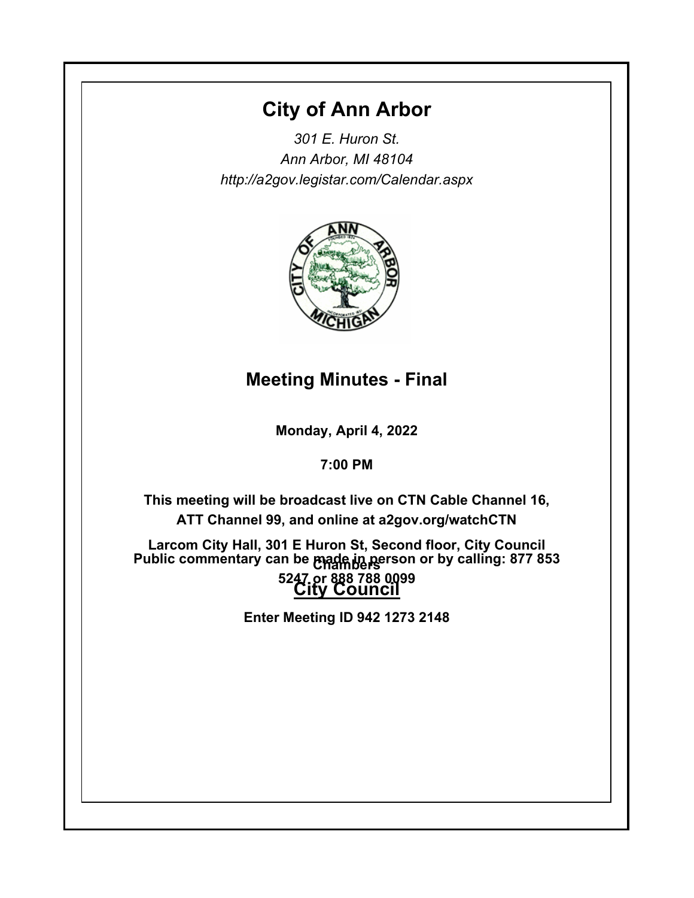# City of Ann Arbor

*301 E. Huron St.*
*Ann Arbor, MI 48104*
*http://a2gov.legistar.com/Calendar.aspx*

## Meeting Minutes - Final

**Monday, April 4, 2022**

**7:00 PM**

**This meeting will be broadcast live on CTN Cable Channel 16, ATT Channel 99, and online at a2gov.org/watchCTN**

**Larcom City Hall, 301 E Huron St, Second floor, City Council Chambers**

**Public commentary can be made in person or by calling: 877 853 5247 or 888 788 0099**

## City Council

**Enter Meeting ID 942 1273 2148**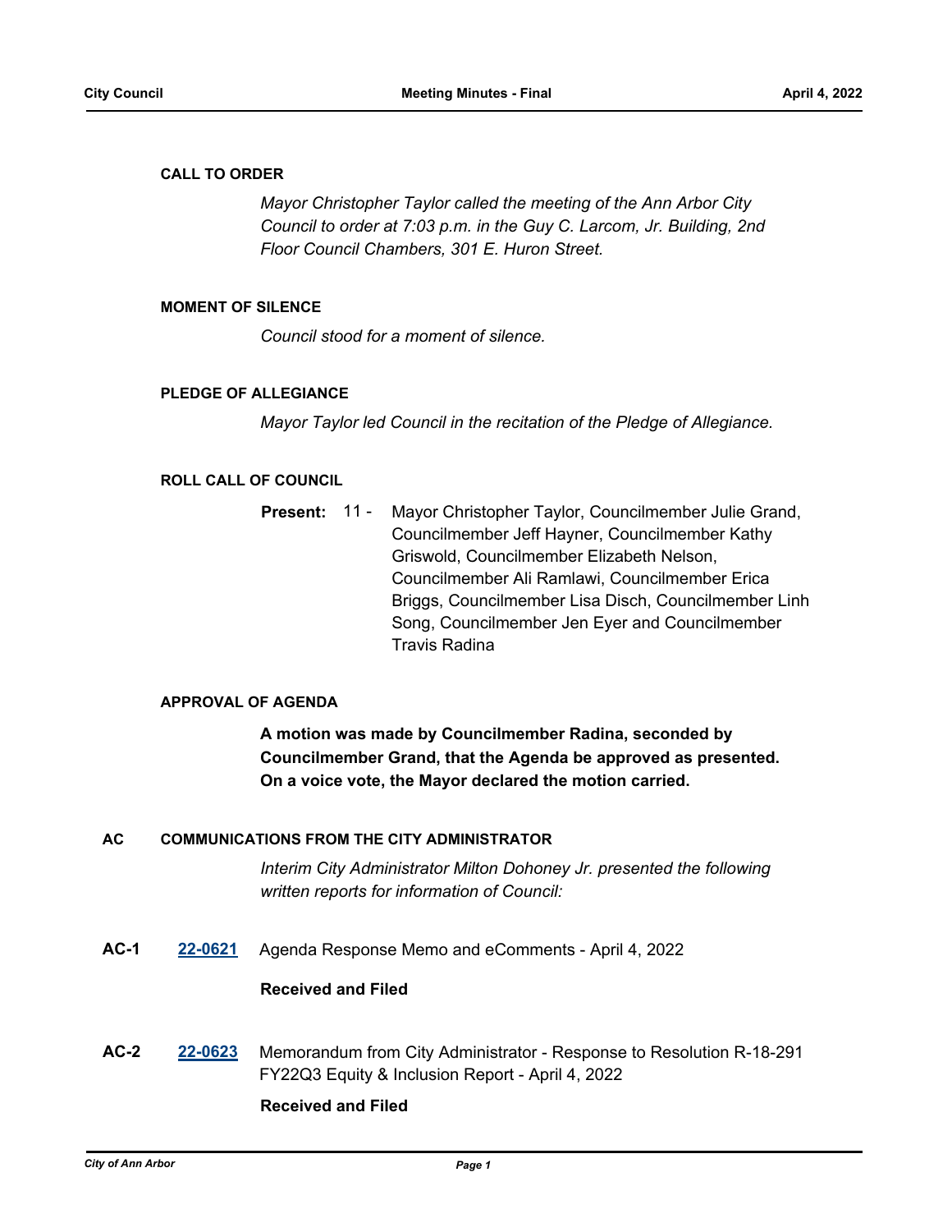### CALL TO ORDER

*Mayor Christopher Taylor called the meeting of the Ann Arbor City Council to order at 7:03 p.m. in the Guy C. Larcom, Jr. Building, 2nd Floor Council Chambers, 301 E. Huron Street.*

### MOMENT OF SILENCE

*Council stood for a moment of silence.*

### PLEDGE OF ALLEGIANCE

*Mayor Taylor led Council in the recitation of the Pledge of Allegiance.*

### ROLL CALL OF COUNCIL

**Present:** 11 - Mayor Christopher Taylor, Councilmember Julie Grand, Councilmember Jeff Hayner, Councilmember Kathy Griswold, Councilmember Elizabeth Nelson, Councilmember Ali Ramlawi, Councilmember Erica Briggs, Councilmember Lisa Disch, Councilmember Linh Song, Councilmember Jen Eyer and Councilmember Travis Radina

### APPROVAL OF AGENDA

**A motion was made by Councilmember Radina, seconded by Councilmember Grand, that the Agenda be approved as presented. On a voice vote, the Mayor declared the motion carried.**

### AC COMMUNICATIONS FROM THE CITY ADMINISTRATOR

*Interim City Administrator Milton Dohoney Jr. presented the following written reports for information of Council:*

**AC-1** [22-0621] Agenda Response Memo and eComments - April 4, 2022

**Received and Filed**

**AC-2** [22-0623] Memorandum from City Administrator - Response to Resolution R-18-291 FY22Q3 Equity & Inclusion Report - April 4, 2022

**Received and Filed**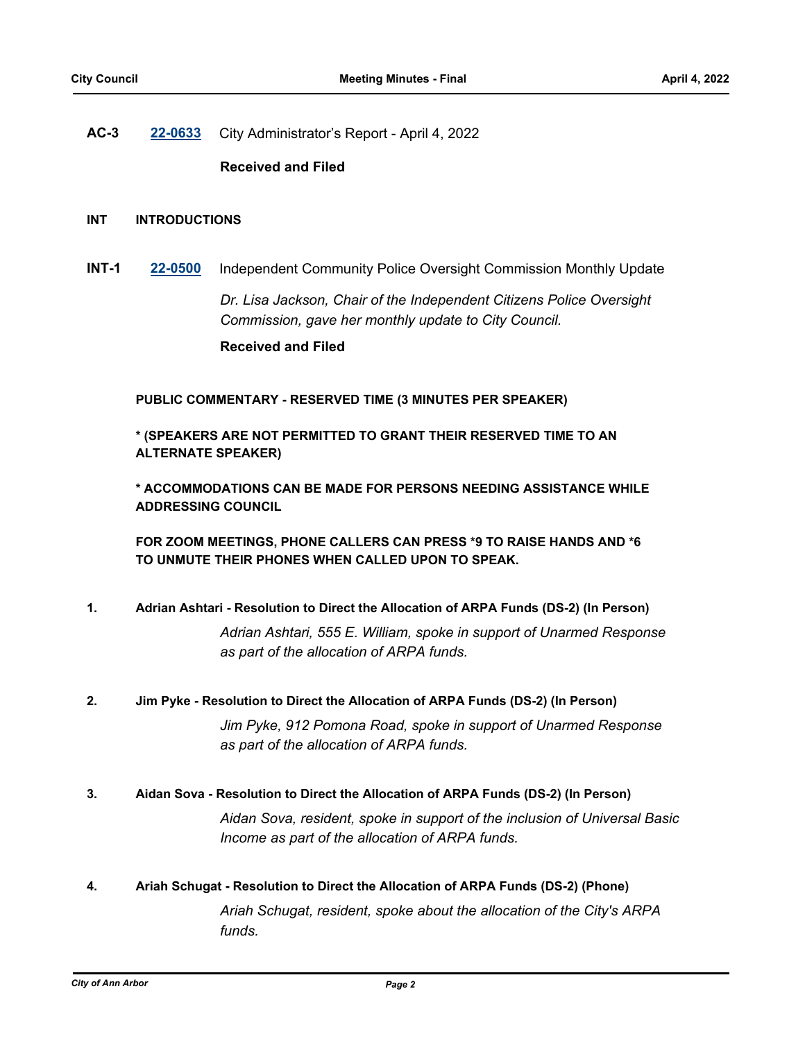**AC-3** **22-0633** City Administrator's Report - April 4, 2022

**Received and Filed**

## INT INTRODUCTIONS

**INT-1** **22-0500** Independent Community Police Oversight Commission Monthly Update

*Dr. Lisa Jackson, Chair of the Independent Citizens Police Oversight Commission, gave her monthly update to City Council.*

**Received and Filed**

**PUBLIC COMMENTARY - RESERVED TIME (3 MINUTES PER SPEAKER)**

**\* (SPEAKERS ARE NOT PERMITTED TO GRANT THEIR RESERVED TIME TO AN ALTERNATE SPEAKER)**

**\* ACCOMMODATIONS CAN BE MADE FOR PERSONS NEEDING ASSISTANCE WHILE ADDRESSING COUNCIL**

**FOR ZOOM MEETINGS, PHONE CALLERS CAN PRESS \*9 TO RAISE HANDS AND \*6 TO UNMUTE THEIR PHONES WHEN CALLED UPON TO SPEAK.**

**1. Adrian Ashtari - Resolution to Direct the Allocation of ARPA Funds (DS-2) (In Person)**

*Adrian Ashtari, 555 E. William, spoke in support of Unarmed Response as part of the allocation of ARPA funds.*

**2. Jim Pyke - Resolution to Direct the Allocation of ARPA Funds (DS-2) (In Person)**

*Jim Pyke, 912 Pomona Road, spoke in support of Unarmed Response as part of the allocation of ARPA funds.*

**3. Aidan Sova - Resolution to Direct the Allocation of ARPA Funds (DS-2) (In Person)**

*Aidan Sova, resident, spoke in support of the inclusion of Universal Basic Income as part of the allocation of ARPA funds.*

**4. Ariah Schugat - Resolution to Direct the Allocation of ARPA Funds (DS-2) (Phone)**

*Ariah Schugat, resident, spoke about the allocation of the City's ARPA funds.*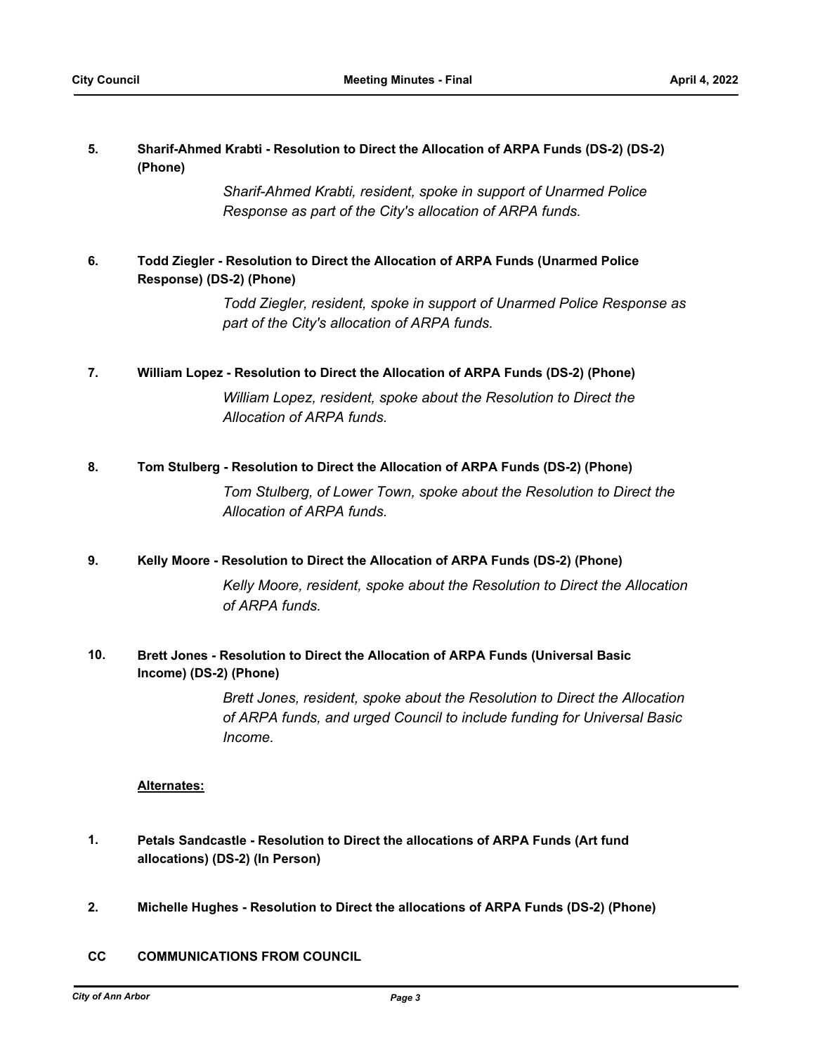**5. Sharif-Ahmed Krabti - Resolution to Direct the Allocation of ARPA Funds (DS-2) (DS-2) (Phone)**

*Sharif-Ahmed Krabti, resident, spoke in support of Unarmed Police Response as part of the City's allocation of ARPA funds.*

**6. Todd Ziegler - Resolution to Direct the Allocation of ARPA Funds (Unarmed Police Response) (DS-2) (Phone)**

*Todd Ziegler, resident, spoke in support of Unarmed Police Response as part of the City's allocation of ARPA funds.*

**7. William Lopez - Resolution to Direct the Allocation of ARPA Funds (DS-2) (Phone)**

*William Lopez, resident, spoke about the Resolution to Direct the Allocation of ARPA funds.*

**8. Tom Stulberg - Resolution to Direct the Allocation of ARPA Funds (DS-2) (Phone)**

*Tom Stulberg, of Lower Town, spoke about the Resolution to Direct the Allocation of ARPA funds.*

**9. Kelly Moore - Resolution to Direct the Allocation of ARPA Funds (DS-2) (Phone)**

*Kelly Moore, resident, spoke about the Resolution to Direct the Allocation of ARPA funds.*

**10. Brett Jones - Resolution to Direct the Allocation of ARPA Funds (Universal Basic Income) (DS-2) (Phone)**

*Brett Jones, resident, spoke about the Resolution to Direct the Allocation of ARPA funds, and urged Council to include funding for Universal Basic Income*.

**Alternates:**

**1. Petals Sandcastle - Resolution to Direct the allocations of ARPA Funds (Art fund allocations) (DS-2) (In Person)**

**2. Michelle Hughes - Resolution to Direct the allocations of ARPA Funds (DS-2) (Phone)**

**CC COMMUNICATIONS FROM COUNCIL**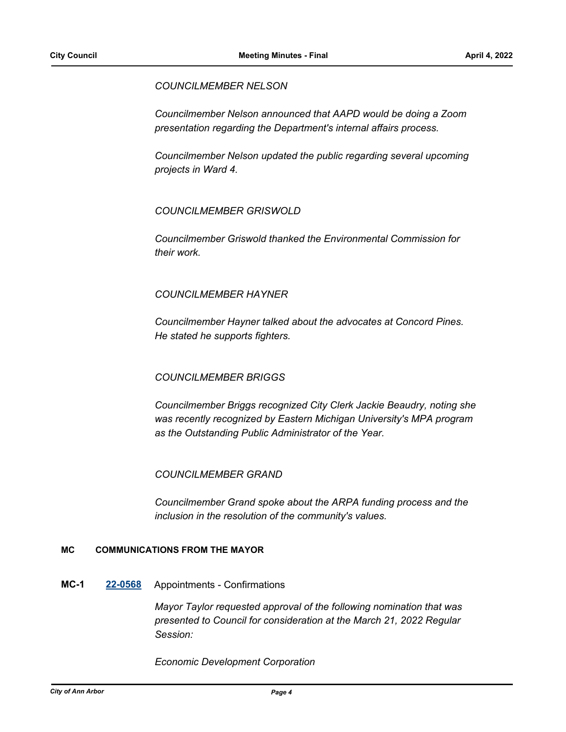*COUNCILMEMBER NELSON*

*Councilmember Nelson announced that AAPD would be doing a Zoom presentation regarding the Department's internal affairs process.*

*Councilmember Nelson updated the public regarding several upcoming projects in Ward 4.*

*COUNCILMEMBER GRISWOLD*

*Councilmember Griswold thanked the Environmental Commission for their work.*

*COUNCILMEMBER HAYNER*

*Councilmember Hayner talked about the advocates at Concord Pines. He stated he supports fighters.*

*COUNCILMEMBER BRIGGS*

*Councilmember Briggs recognized City Clerk Jackie Beaudry, noting she was recently recognized by Eastern Michigan University's MPA program as the Outstanding Public Administrator of the Year.*

*COUNCILMEMBER GRAND*

*Councilmember Grand spoke about the ARPA funding process and the inclusion in the resolution of the community's values.*

## MC COMMUNICATIONS FROM THE MAYOR

**MC-1** **22-0568** Appointments - Confirmations

*Mayor Taylor requested approval of the following nomination that was presented to Council for consideration at the March 21, 2022 Regular Session:*

*Economic Development Corporation*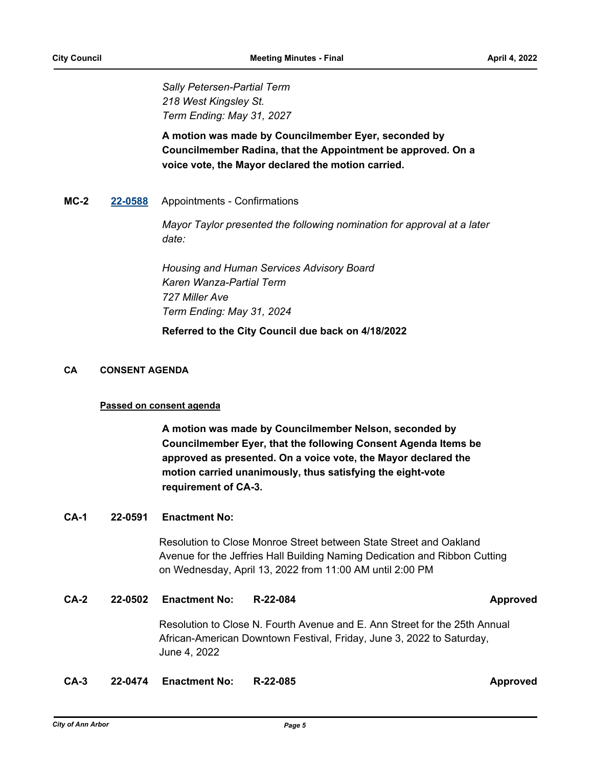*Sally Petersen-Partial Term*
*218 West Kingsley St.*
*Term Ending: May 31, 2027*

**A motion was made by Councilmember Eyer, seconded by Councilmember Radina, that the Appointment be approved. On a voice vote, the Mayor declared the motion carried.**

**MC-2** [22-0588] Appointments - Confirmations

*Mayor Taylor presented the following nomination for approval at a later date:*

*Housing and Human Services Advisory Board*
*Karen Wanza-Partial Term*
*727 Miller Ave*
*Term Ending: May 31, 2024*

**Referred to the City Council due back on 4/18/2022**

## CA CONSENT AGENDA

**Passed on consent agenda**

**A motion was made by Councilmember Nelson, seconded by Councilmember Eyer, that the following Consent Agenda Items be approved as presented. On a voice vote, the Mayor declared the motion carried unanimously, thus satisfying the eight-vote requirement of CA-3.**

**CA-1 22-0591 Enactment No:**

Resolution to Close Monroe Street between State Street and Oakland Avenue for the Jeffries Hall Building Naming Dedication and Ribbon Cutting on Wednesday, April 13, 2022 from 11:00 AM until 2:00 PM

**CA-2 22-0502 Enactment No: R-22-084 Approved**

Resolution to Close N. Fourth Avenue and E. Ann Street for the 25th Annual African-American Downtown Festival, Friday, June 3, 2022 to Saturday, June 4, 2022

**CA-3 22-0474 Enactment No: R-22-085 Approved**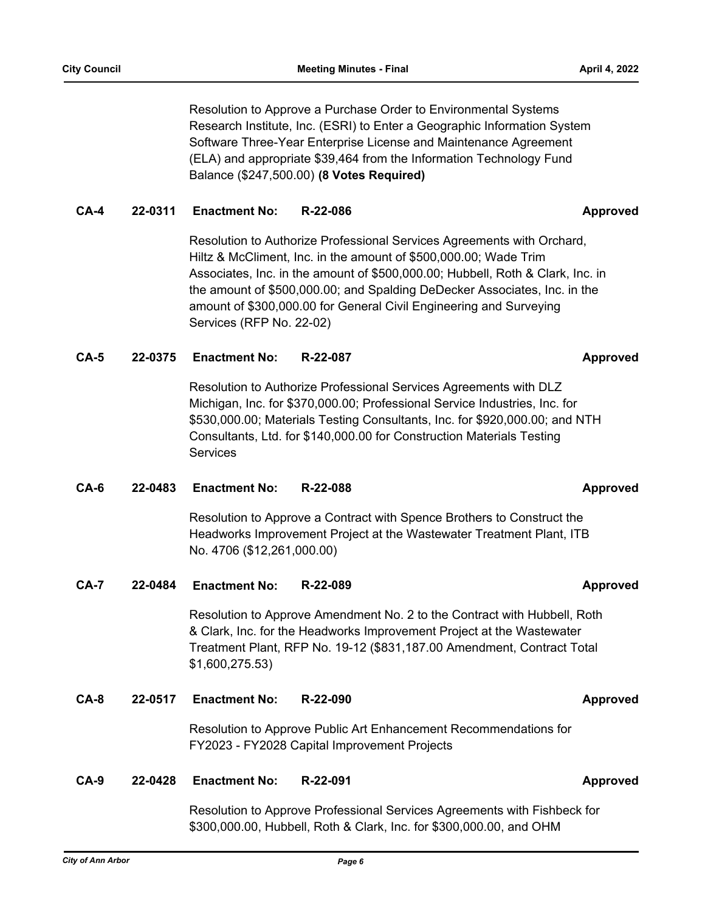Resolution to Approve a Purchase Order to Environmental Systems Research Institute, Inc. (ESRI) to Enter a Geographic Information System Software Three-Year Enterprise License and Maintenance Agreement (ELA) and appropriate $39,464 from the Information Technology Fund Balance ($247,500.00) **(8 Votes Required)**

**CA-4 22-0311 Enactment No: R-22-086 Approved**

Resolution to Authorize Professional Services Agreements with Orchard, Hiltz & McCliment, Inc. in the amount of $500,000.00; Wade Trim Associates, Inc. in the amount of $500,000.00; Hubbell, Roth & Clark, Inc. in the amount of $500,000.00; and Spalding DeDecker Associates, Inc. in the amount of $300,000.00 for General Civil Engineering and Surveying Services (RFP No. 22-02)

**CA-5 22-0375 Enactment No: R-22-087 Approved**

Resolution to Authorize Professional Services Agreements with DLZ Michigan, Inc. for $370,000.00; Professional Service Industries, Inc. for $530,000.00; Materials Testing Consultants, Inc. for $920,000.00; and NTH Consultants, Ltd. for $140,000.00 for Construction Materials Testing Services

**CA-6 22-0483 Enactment No: R-22-088 Approved**

Resolution to Approve a Contract with Spence Brothers to Construct the Headworks Improvement Project at the Wastewater Treatment Plant, ITB No. 4706 ($12,261,000.00)

**CA-7 22-0484 Enactment No: R-22-089 Approved**

Resolution to Approve Amendment No. 2 to the Contract with Hubbell, Roth & Clark, Inc. for the Headworks Improvement Project at the Wastewater Treatment Plant, RFP No. 19-12 ($831,187.00 Amendment, Contract Total $1,600,275.53)

**CA-8 22-0517 Enactment No: R-22-090 Approved**

Resolution to Approve Public Art Enhancement Recommendations for FY2023 - FY2028 Capital Improvement Projects

**CA-9 22-0428 Enactment No: R-22-091 Approved**

Resolution to Approve Professional Services Agreements with Fishbeck for $300,000.00, Hubbell, Roth & Clark, Inc. for $300,000.00, and OHM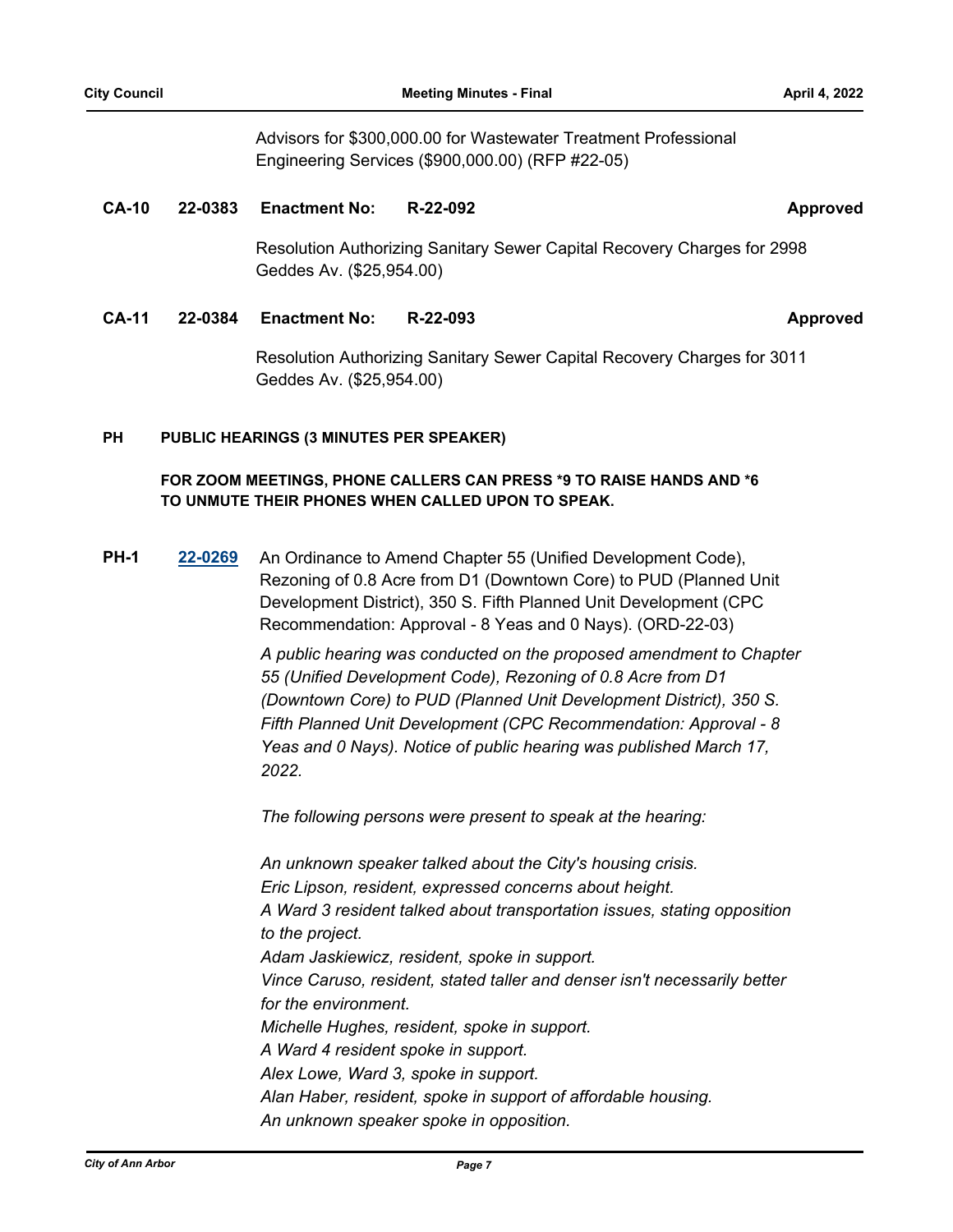Advisors for $300,000.00 for Wastewater Treatment Professional Engineering Services ($900,000.00) (RFP #22-05)

**CA-10 22-0383 Enactment No: R-22-092 Approved**

Resolution Authorizing Sanitary Sewer Capital Recovery Charges for 2998 Geddes Av. ($25,954.00)

**CA-11 22-0384 Enactment No: R-22-093 Approved**

Resolution Authorizing Sanitary Sewer Capital Recovery Charges for 3011 Geddes Av. ($25,954.00)

## PH PUBLIC HEARINGS (3 MINUTES PER SPEAKER)

**FOR ZOOM MEETINGS, PHONE CALLERS CAN PRESS *9 TO RAISE HANDS AND *6 TO UNMUTE THEIR PHONES WHEN CALLED UPON TO SPEAK.**

**PH-1** [22-0269] An Ordinance to Amend Chapter 55 (Unified Development Code), Rezoning of 0.8 Acre from D1 (Downtown Core) to PUD (Planned Unit Development District), 350 S. Fifth Planned Unit Development (CPC Recommendation: Approval - 8 Yeas and 0 Nays). (ORD-22-03)

*A public hearing was conducted on the proposed amendment to Chapter 55 (Unified Development Code), Rezoning of 0.8 Acre from D1 (Downtown Core) to PUD (Planned Unit Development District), 350 S. Fifth Planned Unit Development (CPC Recommendation: Approval - 8 Yeas and 0 Nays). Notice of public hearing was published March 17, 2022.*

*The following persons were present to speak at the hearing:*

*An unknown speaker talked about the City's housing crisis.*
*Eric Lipson, resident, expressed concerns about height.*
*A Ward 3 resident talked about transportation issues, stating opposition to the project.*
*Adam Jaskiewicz, resident, spoke in support.*
*Vince Caruso, resident, stated taller and denser isn't necessarily better for the environment.*
*Michelle Hughes, resident, spoke in support.*
*A Ward 4 resident spoke in support.*
*Alex Lowe, Ward 3, spoke in support.*
*Alan Haber, resident, spoke in support of affordable housing.*
*An unknown speaker spoke in opposition.*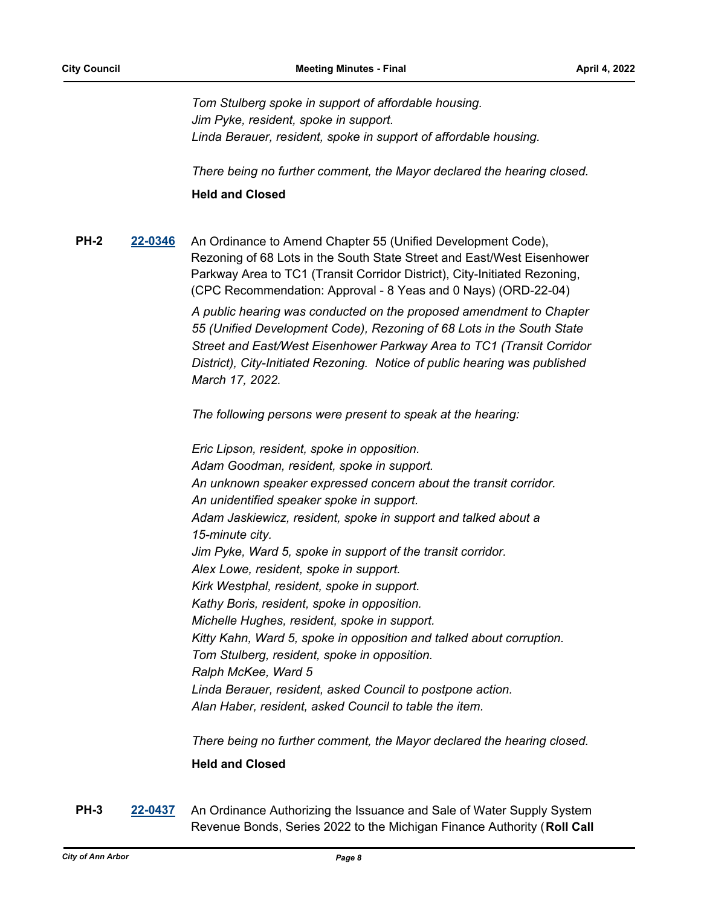*Tom Stulberg spoke in support of affordable housing.*
*Jim Pyke, resident, spoke in support.*
*Linda Berauer, resident, spoke in support of affordable housing.*

*There being no further comment, the Mayor declared the hearing closed.*

**Held and Closed**

**PH-2** **22-0346** An Ordinance to Amend Chapter 55 (Unified Development Code), Rezoning of 68 Lots in the South State Street and East/West Eisenhower Parkway Area to TC1 (Transit Corridor District), City-Initiated Rezoning, (CPC Recommendation: Approval - 8 Yeas and 0 Nays) (ORD-22-04)

*A public hearing was conducted on the proposed amendment to Chapter 55 (Unified Development Code), Rezoning of 68 Lots in the South State Street and East/West Eisenhower Parkway Area to TC1 (Transit Corridor District), City-Initiated Rezoning. Notice of public hearing was published March 17, 2022.*

*The following persons were present to speak at the hearing:*

*Eric Lipson, resident, spoke in opposition.*
*Adam Goodman, resident, spoke in support.*
*An unknown speaker expressed concern about the transit corridor.*
*An unidentified speaker spoke in support.*
*Adam Jaskiewicz, resident, spoke in support and talked about a 15-minute city.*
*Jim Pyke, Ward 5, spoke in support of the transit corridor.*
*Alex Lowe, resident, spoke in support.*
*Kirk Westphal, resident, spoke in support.*
*Kathy Boris, resident, spoke in opposition.*
*Michelle Hughes, resident, spoke in support.*
*Kitty Kahn, Ward 5, spoke in opposition and talked about corruption.*
*Tom Stulberg, resident, spoke in opposition.*
*Ralph McKee, Ward 5*
*Linda Berauer, resident, asked Council to postpone action.*
*Alan Haber, resident, asked Council to table the item.*

*There being no further comment, the Mayor declared the hearing closed.*

**Held and Closed**

**PH-3** **22-0437** An Ordinance Authorizing the Issuance and Sale of Water Supply System Revenue Bonds, Series 2022 to the Michigan Finance Authority (**Roll Call**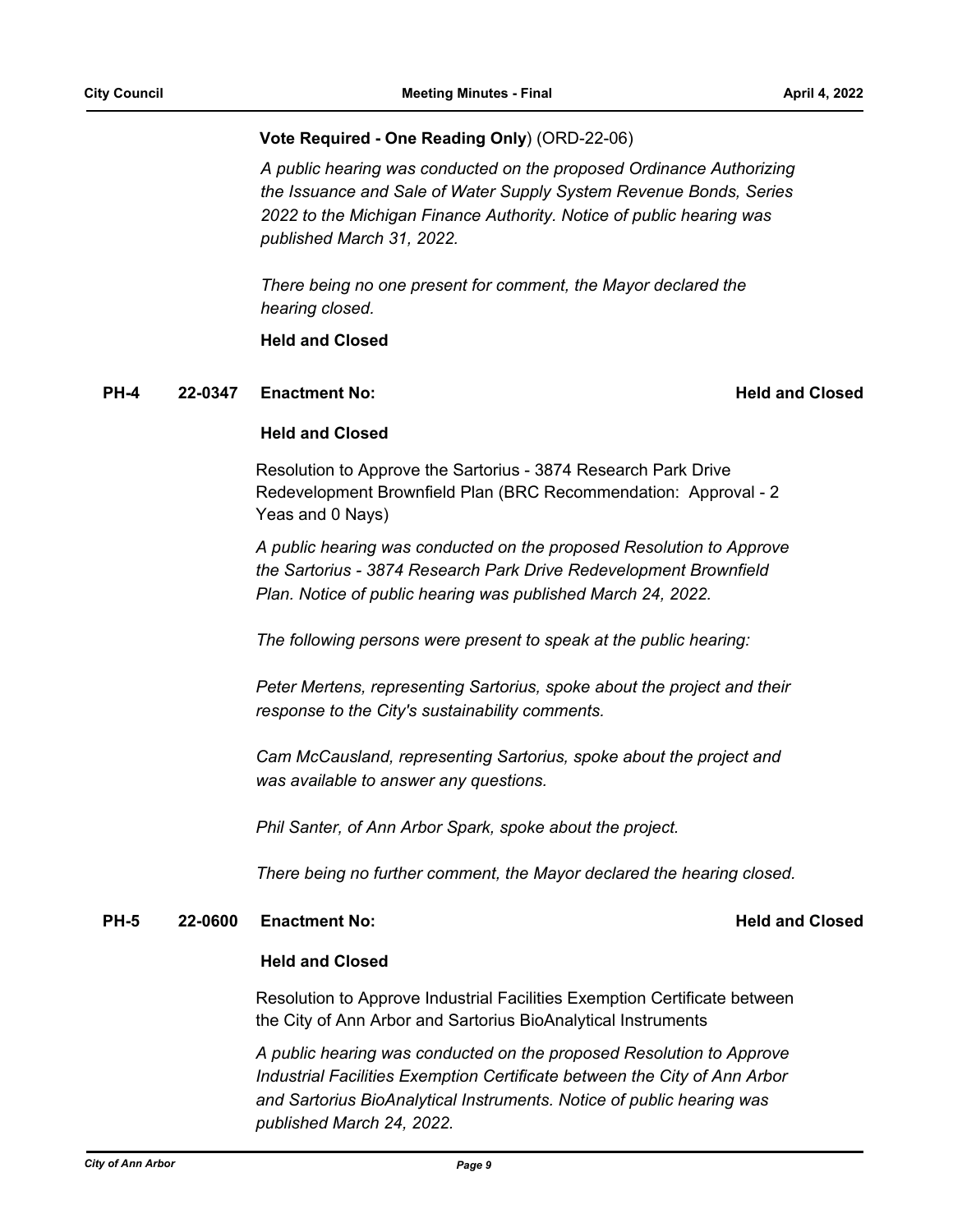**Vote Required - One Reading Only**) (ORD-22-06)

*A public hearing was conducted on the proposed Ordinance Authorizing the Issuance and Sale of Water Supply System Revenue Bonds, Series 2022 to the Michigan Finance Authority. Notice of public hearing was published March 31, 2022.*

*There being no one present for comment, the Mayor declared the hearing closed.*

**Held and Closed**

**PH-4 22-0347 Enactment No: Held and Closed**

**Held and Closed**

Resolution to Approve the Sartorius - 3874 Research Park Drive Redevelopment Brownfield Plan (BRC Recommendation: Approval - 2 Yeas and 0 Nays)

*A public hearing was conducted on the proposed Resolution to Approve the Sartorius - 3874 Research Park Drive Redevelopment Brownfield Plan. Notice of public hearing was published March 24, 2022.*

*The following persons were present to speak at the public hearing:*

*Peter Mertens, representing Sartorius, spoke about the project and their response to the City's sustainability comments.*

*Cam McCausland, representing Sartorius, spoke about the project and was available to answer any questions.*

*Phil Santer, of Ann Arbor Spark, spoke about the project.*

*There being no further comment, the Mayor declared the hearing closed.*

**PH-5 22-0600 Enactment No: Held and Closed**

**Held and Closed**

Resolution to Approve Industrial Facilities Exemption Certificate between the City of Ann Arbor and Sartorius BioAnalytical Instruments

*A public hearing was conducted on the proposed Resolution to Approve Industrial Facilities Exemption Certificate between the City of Ann Arbor and Sartorius BioAnalytical Instruments. Notice of public hearing was published March 24, 2022.*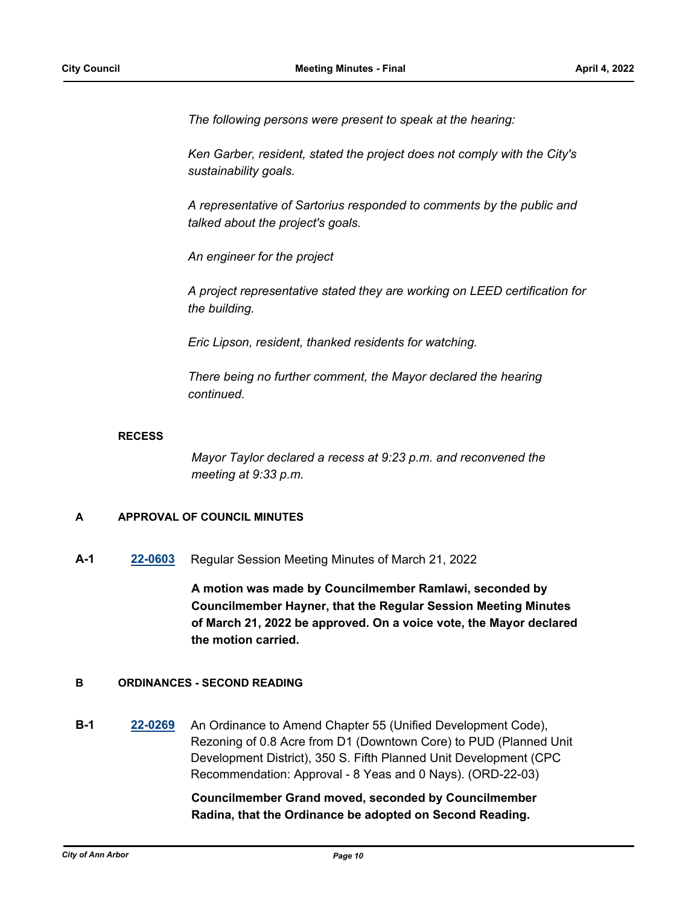*The following persons were present to speak at the hearing:*

*Ken Garber, resident, stated the project does not comply with the City's sustainability goals.*

*A representative of Sartorius responded to comments by the public and talked about the project's goals.*

*An engineer for the project*

*A project representative stated they are working on LEED certification for the building.*

*Eric Lipson, resident, thanked residents for watching.*

*There being no further comment, the Mayor declared the hearing continued.*

**RECESS**

*Mayor Taylor declared a recess at 9:23 p.m. and reconvened the meeting at 9:33 p.m.*

## A APPROVAL OF COUNCIL MINUTES

**A-1** **22-0603** Regular Session Meeting Minutes of March 21, 2022

**A motion was made by Councilmember Ramlawi, seconded by Councilmember Hayner, that the Regular Session Meeting Minutes of March 21, 2022 be approved. On a voice vote, the Mayor declared the motion carried.**

## B ORDINANCES - SECOND READING

**B-1** **22-0269** An Ordinance to Amend Chapter 55 (Unified Development Code), Rezoning of 0.8 Acre from D1 (Downtown Core) to PUD (Planned Unit Development District), 350 S. Fifth Planned Unit Development (CPC Recommendation: Approval - 8 Yeas and 0 Nays). (ORD-22-03)

**Councilmember Grand moved, seconded by Councilmember Radina, that the Ordinance be adopted on Second Reading.**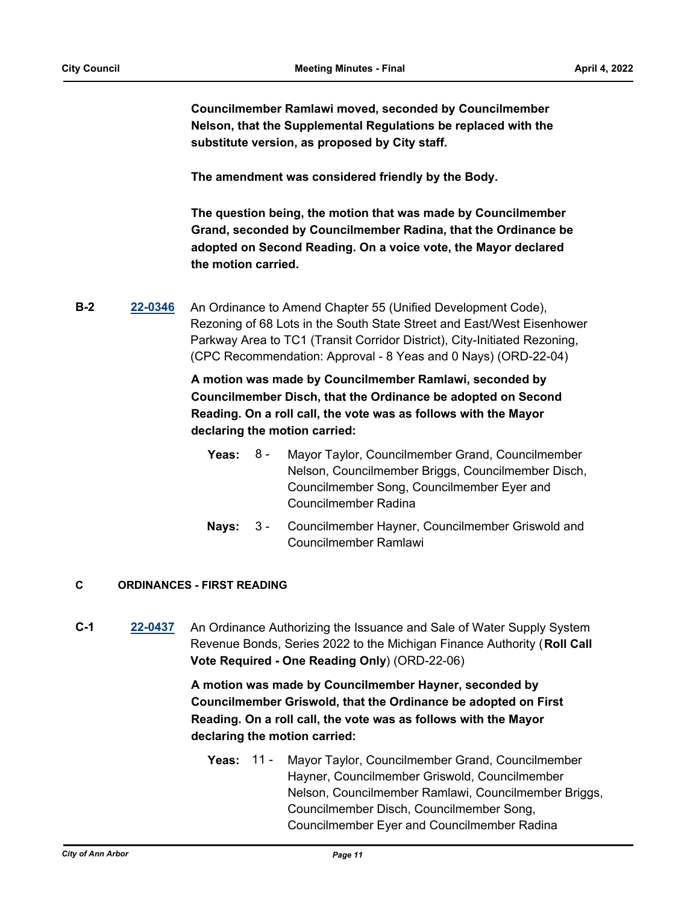**Councilmember Ramlawi moved, seconded by Councilmember Nelson, that the Supplemental Regulations be replaced with the substitute version, as proposed by City staff.**

**The amendment was considered friendly by the Body.**

**The question being, the motion that was made by Councilmember Grand, seconded by Councilmember Radina, that the Ordinance be adopted on Second Reading. On a voice vote, the Mayor declared the motion carried.**

**B-2** [22-0346] An Ordinance to Amend Chapter 55 (Unified Development Code), Rezoning of 68 Lots in the South State Street and East/West Eisenhower Parkway Area to TC1 (Transit Corridor District), City-Initiated Rezoning, (CPC Recommendation: Approval - 8 Yeas and 0 Nays) (ORD-22-04)

**A motion was made by Councilmember Ramlawi, seconded by Councilmember Disch, that the Ordinance be adopted on Second Reading. On a roll call, the vote was as follows with the Mayor declaring the motion carried:**

**Yeas:** 8 - Mayor Taylor, Councilmember Grand, Councilmember Nelson, Councilmember Briggs, Councilmember Disch, Councilmember Song, Councilmember Eyer and Councilmember Radina

**Nays:** 3 - Councilmember Hayner, Councilmember Griswold and Councilmember Ramlawi

## C ORDINANCES - FIRST READING

**C-1** [22-0437] An Ordinance Authorizing the Issuance and Sale of Water Supply System Revenue Bonds, Series 2022 to the Michigan Finance Authority (**Roll Call Vote Required - One Reading Only**) (ORD-22-06)

**A motion was made by Councilmember Hayner, seconded by Councilmember Griswold, that the Ordinance be adopted on First Reading. On a roll call, the vote was as follows with the Mayor declaring the motion carried:**

**Yeas:** 11 - Mayor Taylor, Councilmember Grand, Councilmember Hayner, Councilmember Griswold, Councilmember Nelson, Councilmember Ramlawi, Councilmember Briggs, Councilmember Disch, Councilmember Song, Councilmember Eyer and Councilmember Radina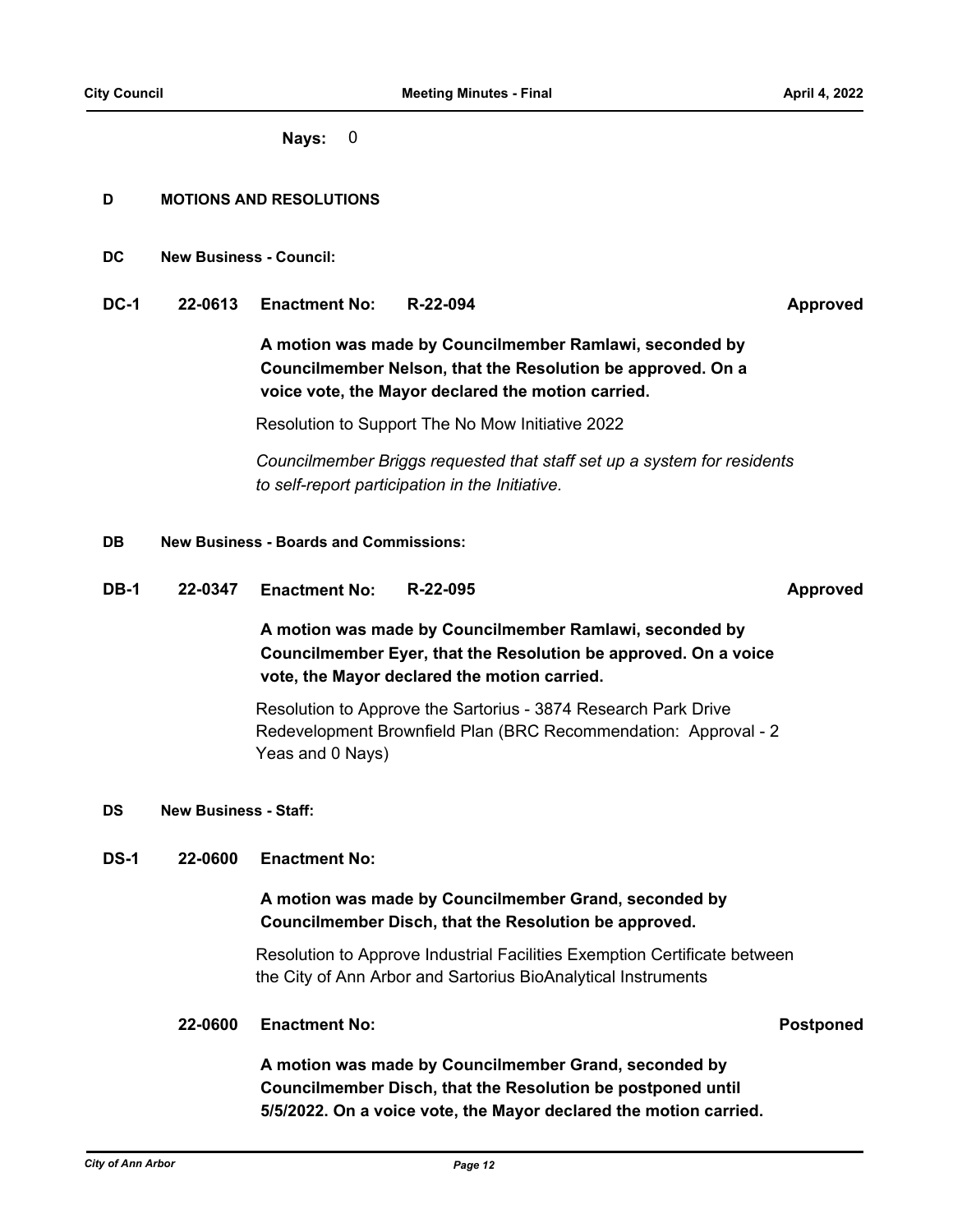**Nays:** 0

## D MOTIONS AND RESOLUTIONS

### DC New Business - Council:

**DC-1 22-0613 Enactment No: R-22-094 Approved**

**A motion was made by Councilmember Ramlawi, seconded by Councilmember Nelson, that the Resolution be approved. On a voice vote, the Mayor declared the motion carried.**

Resolution to Support The No Mow Initiative 2022

*Councilmember Briggs requested that staff set up a system for residents to self-report participation in the Initiative.*

### DB New Business - Boards and Commissions:

**DB-1 22-0347 Enactment No: R-22-095 Approved**

**A motion was made by Councilmember Ramlawi, seconded by Councilmember Eyer, that the Resolution be approved. On a voice vote, the Mayor declared the motion carried.**

Resolution to Approve the Sartorius - 3874 Research Park Drive Redevelopment Brownfield Plan (BRC Recommendation: Approval - 2 Yeas and 0 Nays)

### DS New Business - Staff:

**DS-1 22-0600 Enactment No:**

**A motion was made by Councilmember Grand, seconded by Councilmember Disch, that the Resolution be approved.**

Resolution to Approve Industrial Facilities Exemption Certificate between the City of Ann Arbor and Sartorius BioAnalytical Instruments

**22-0600 Enactment No: Postponed**

**A motion was made by Councilmember Grand, seconded by Councilmember Disch, that the Resolution be postponed until 5/5/2022. On a voice vote, the Mayor declared the motion carried.**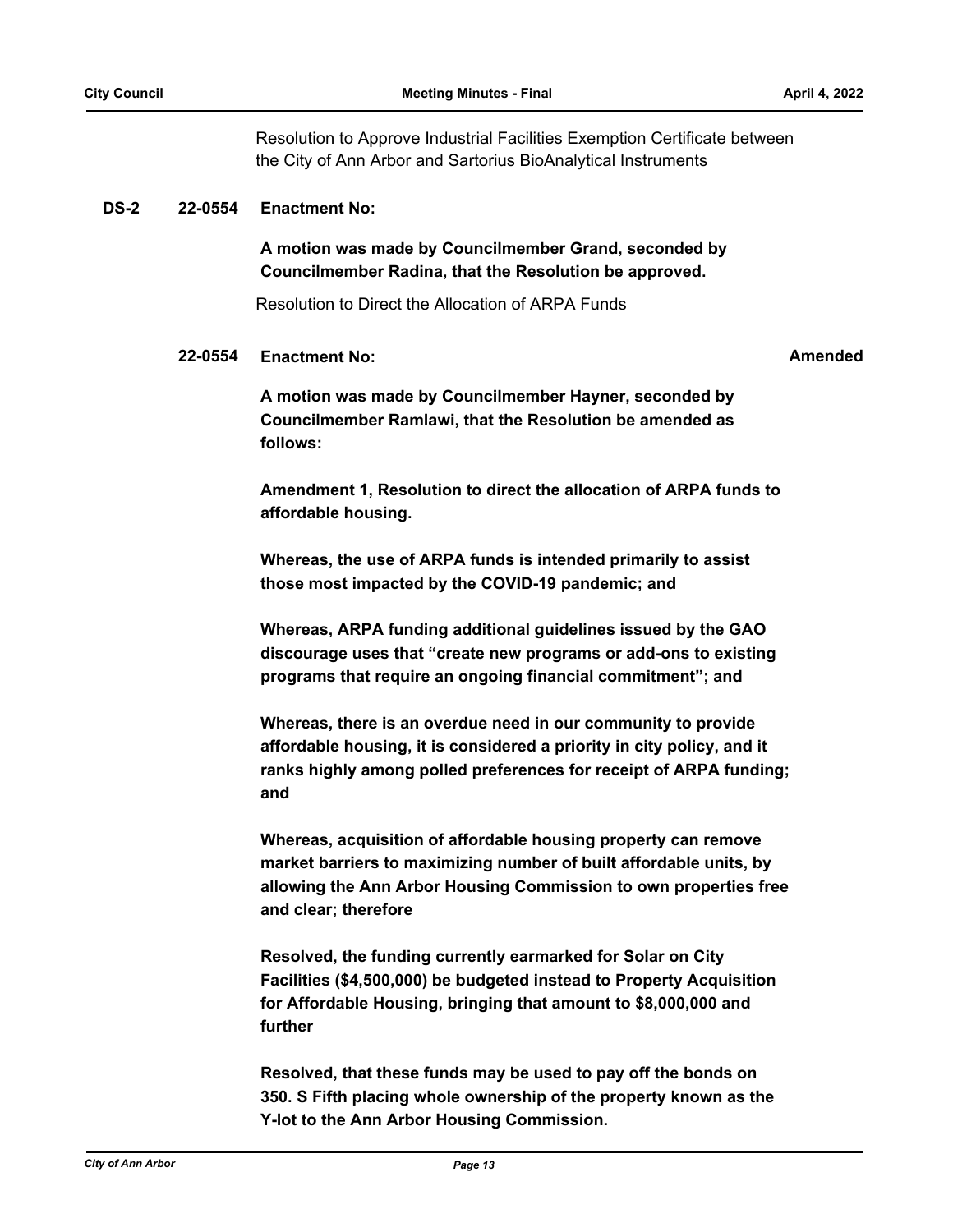Resolution to Approve Industrial Facilities Exemption Certificate between the City of Ann Arbor and Sartorius BioAnalytical Instruments

**DS-2 22-0554 Enactment No:**

**A motion was made by Councilmember Grand, seconded by Councilmember Radina, that the Resolution be approved.**

Resolution to Direct the Allocation of ARPA Funds

**22-0554 Enactment No:** **Amended**

**A motion was made by Councilmember Hayner, seconded by Councilmember Ramlawi, that the Resolution be amended as follows:**

**Amendment 1, Resolution to direct the allocation of ARPA funds to affordable housing.**

**Whereas, the use of ARPA funds is intended primarily to assist those most impacted by the COVID-19 pandemic; and**

**Whereas, ARPA funding additional guidelines issued by the GAO discourage uses that "create new programs or add-ons to existing programs that require an ongoing financial commitment"; and**

**Whereas, there is an overdue need in our community to provide affordable housing, it is considered a priority in city policy, and it ranks highly among polled preferences for receipt of ARPA funding; and**

**Whereas, acquisition of affordable housing property can remove market barriers to maximizing number of built affordable units, by allowing the Ann Arbor Housing Commission to own properties free and clear; therefore**

**Resolved, the funding currently earmarked for Solar on City Facilities ($4,500,000) be budgeted instead to Property Acquisition for Affordable Housing, bringing that amount to $8,000,000 and further**

**Resolved, that these funds may be used to pay off the bonds on 350. S Fifth placing whole ownership of the property known as the Y-lot to the Ann Arbor Housing Commission.**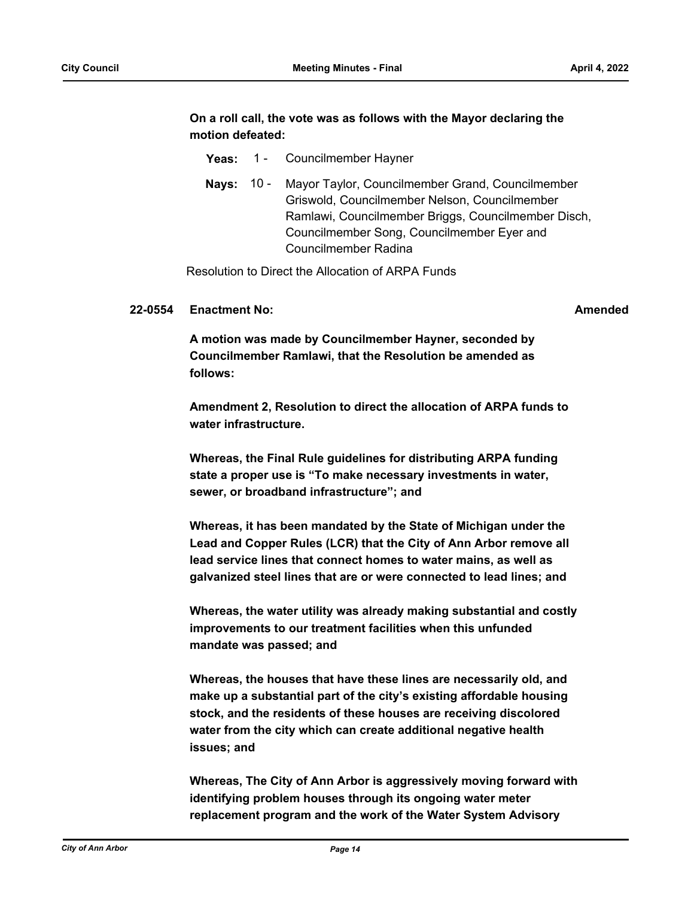**On a roll call, the vote was as follows with the Mayor declaring the motion defeated:**

**Yeas:** 1 - Councilmember Hayner

**Nays:** 10 - Mayor Taylor, Councilmember Grand, Councilmember Griswold, Councilmember Nelson, Councilmember Ramlawi, Councilmember Briggs, Councilmember Disch, Councilmember Song, Councilmember Eyer and Councilmember Radina

Resolution to Direct the Allocation of ARPA Funds

**22-0554 Enactment No: Amended**

**A motion was made by Councilmember Hayner, seconded by Councilmember Ramlawi, that the Resolution be amended as follows:**

**Amendment 2, Resolution to direct the allocation of ARPA funds to water infrastructure.**

**Whereas, the Final Rule guidelines for distributing ARPA funding state a proper use is "To make necessary investments in water, sewer, or broadband infrastructure"; and**

**Whereas, it has been mandated by the State of Michigan under the Lead and Copper Rules (LCR) that the City of Ann Arbor remove all lead service lines that connect homes to water mains, as well as galvanized steel lines that are or were connected to lead lines; and**

**Whereas, the water utility was already making substantial and costly improvements to our treatment facilities when this unfunded mandate was passed; and**

**Whereas, the houses that have these lines are necessarily old, and make up a substantial part of the city's existing affordable housing stock, and the residents of these houses are receiving discolored water from the city which can create additional negative health issues; and**

**Whereas, The City of Ann Arbor is aggressively moving forward with identifying problem houses through its ongoing water meter replacement program and the work of the Water System Advisory**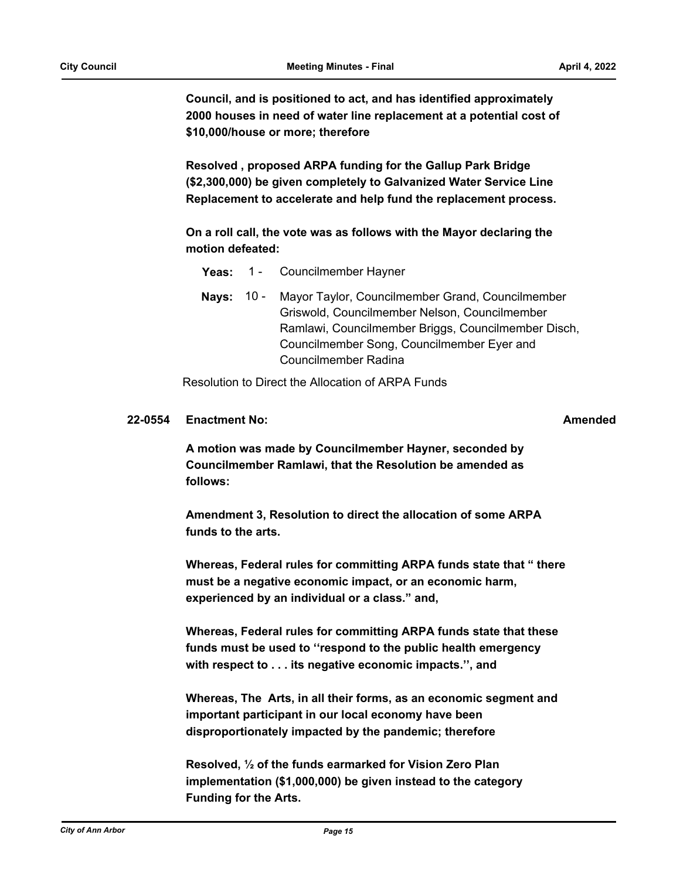**Council, and is positioned to act, and has identified approximately 2000 houses in need of water line replacement at a potential cost of $10,000/house or more; therefore**

**Resolved , proposed ARPA funding for the Gallup Park Bridge ($2,300,000) be given completely to Galvanized Water Service Line Replacement to accelerate and help fund the replacement process.**

**On a roll call, the vote was as follows with the Mayor declaring the motion defeated:**

**Yeas:** 1 - Councilmember Hayner

**Nays:** 10 - Mayor Taylor, Councilmember Grand, Councilmember Griswold, Councilmember Nelson, Councilmember Ramlawi, Councilmember Briggs, Councilmember Disch, Councilmember Song, Councilmember Eyer and Councilmember Radina

Resolution to Direct the Allocation of ARPA Funds

**22-0554 Enactment No:** **Amended**

**A motion was made by Councilmember Hayner, seconded by Councilmember Ramlawi, that the Resolution be amended as follows:**

**Amendment 3, Resolution to direct the allocation of some ARPA funds to the arts.**

**Whereas, Federal rules for committing ARPA funds state that " there must be a negative economic impact, or an economic harm, experienced by an individual or a class." and,**

**Whereas, Federal rules for committing ARPA funds state that these funds must be used to ''respond to the public health emergency with respect to . . . its negative economic impacts.'', and**

**Whereas, The Arts, in all their forms, as an economic segment and important participant in our local economy have been disproportionately impacted by the pandemic; therefore**

**Resolved, ½ of the funds earmarked for Vision Zero Plan implementation ($1,000,000) be given instead to the category Funding for the Arts.**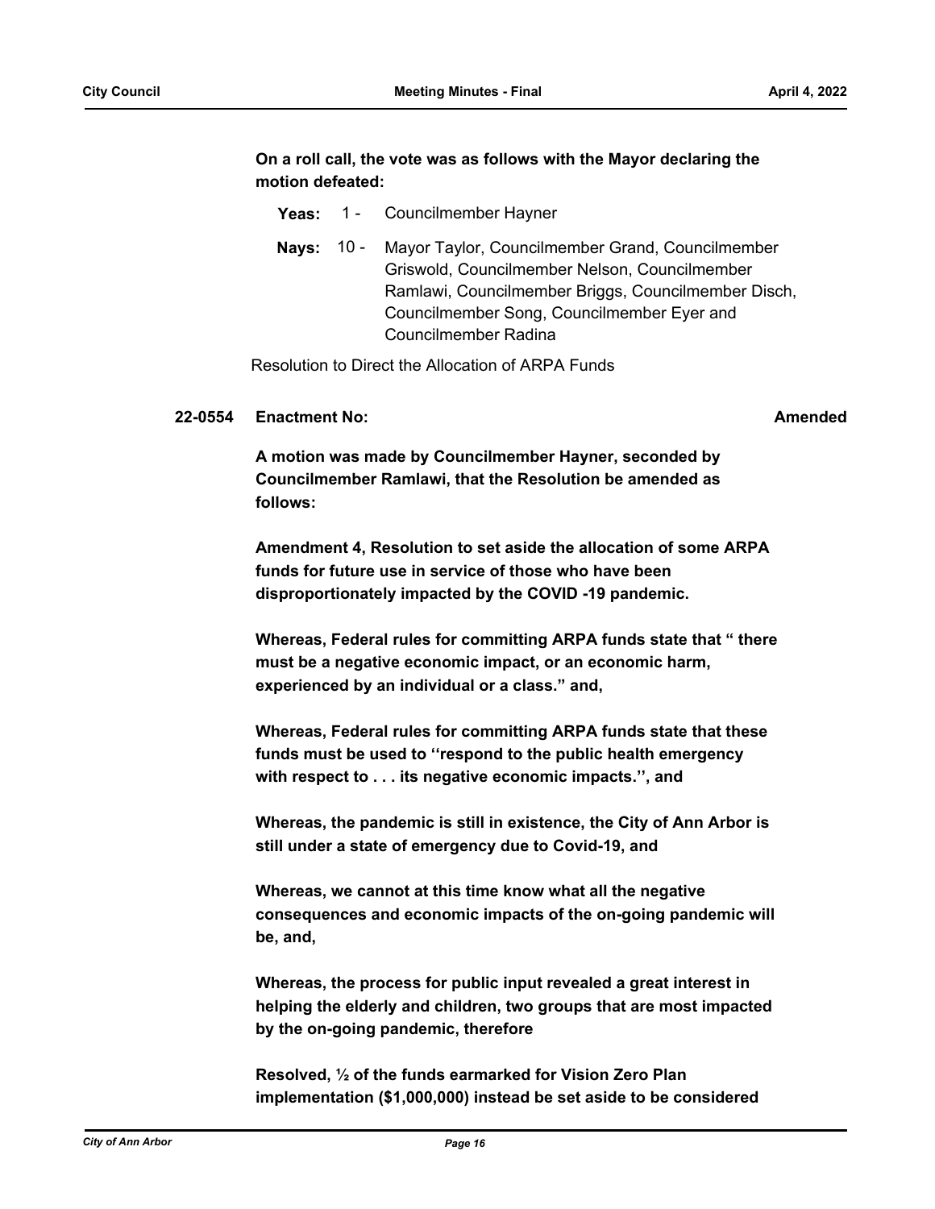**On a roll call, the vote was as follows with the Mayor declaring the motion defeated:**

**Yeas:** 1 - Councilmember Hayner

**Nays:** 10 - Mayor Taylor, Councilmember Grand, Councilmember Griswold, Councilmember Nelson, Councilmember Ramlawi, Councilmember Briggs, Councilmember Disch, Councilmember Song, Councilmember Eyer and Councilmember Radina

Resolution to Direct the Allocation of ARPA Funds

**22-0554 Enactment No: Amended**

**A motion was made by Councilmember Hayner, seconded by Councilmember Ramlawi, that the Resolution be amended as follows:**

**Amendment 4, Resolution to set aside the allocation of some ARPA funds for future use in service of those who have been disproportionately impacted by the COVID -19 pandemic.**

**Whereas, Federal rules for committing ARPA funds state that " there must be a negative economic impact, or an economic harm, experienced by an individual or a class." and,**

**Whereas, Federal rules for committing ARPA funds state that these funds must be used to ''respond to the public health emergency with respect to . . . its negative economic impacts.'', and**

**Whereas, the pandemic is still in existence, the City of Ann Arbor is still under a state of emergency due to Covid-19, and**

**Whereas, we cannot at this time know what all the negative consequences and economic impacts of the on-going pandemic will be, and,**

**Whereas, the process for public input revealed a great interest in helping the elderly and children, two groups that are most impacted by the on-going pandemic, therefore**

**Resolved, ½ of the funds earmarked for Vision Zero Plan implementation ($1,000,000) instead be set aside to be considered**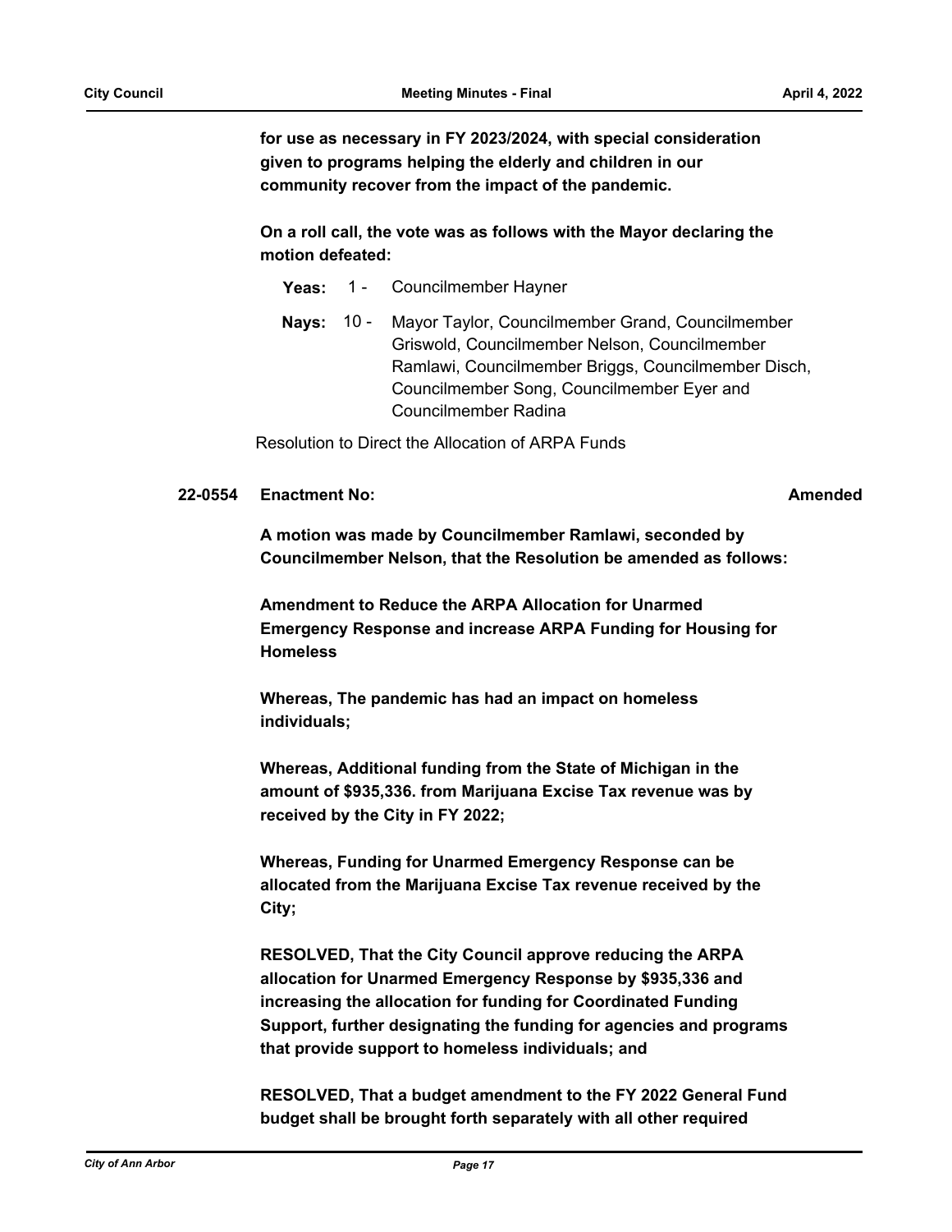**for use as necessary in FY 2023/2024, with special consideration given to programs helping the elderly and children in our community recover from the impact of the pandemic.**

**On a roll call, the vote was as follows with the Mayor declaring the motion defeated:**

**Yeas:** 1 - Councilmember Hayner

**Nays:** 10 - Mayor Taylor, Councilmember Grand, Councilmember Griswold, Councilmember Nelson, Councilmember Ramlawi, Councilmember Briggs, Councilmember Disch, Councilmember Song, Councilmember Eyer and Councilmember Radina

Resolution to Direct the Allocation of ARPA Funds

**22-0554 Enactment No:** **Amended**

**A motion was made by Councilmember Ramlawi, seconded by Councilmember Nelson, that the Resolution be amended as follows:**

**Amendment to Reduce the ARPA Allocation for Unarmed Emergency Response and increase ARPA Funding for Housing for Homeless**

**Whereas, The pandemic has had an impact on homeless individuals;**

**Whereas, Additional funding from the State of Michigan in the amount of $935,336. from Marijuana Excise Tax revenue was by received by the City in FY 2022;**

**Whereas, Funding for Unarmed Emergency Response can be allocated from the Marijuana Excise Tax revenue received by the City;**

**RESOLVED, That the City Council approve reducing the ARPA allocation for Unarmed Emergency Response by $935,336 and increasing the allocation for funding for Coordinated Funding Support, further designating the funding for agencies and programs that provide support to homeless individuals; and**

**RESOLVED, That a budget amendment to the FY 2022 General Fund budget shall be brought forth separately with all other required**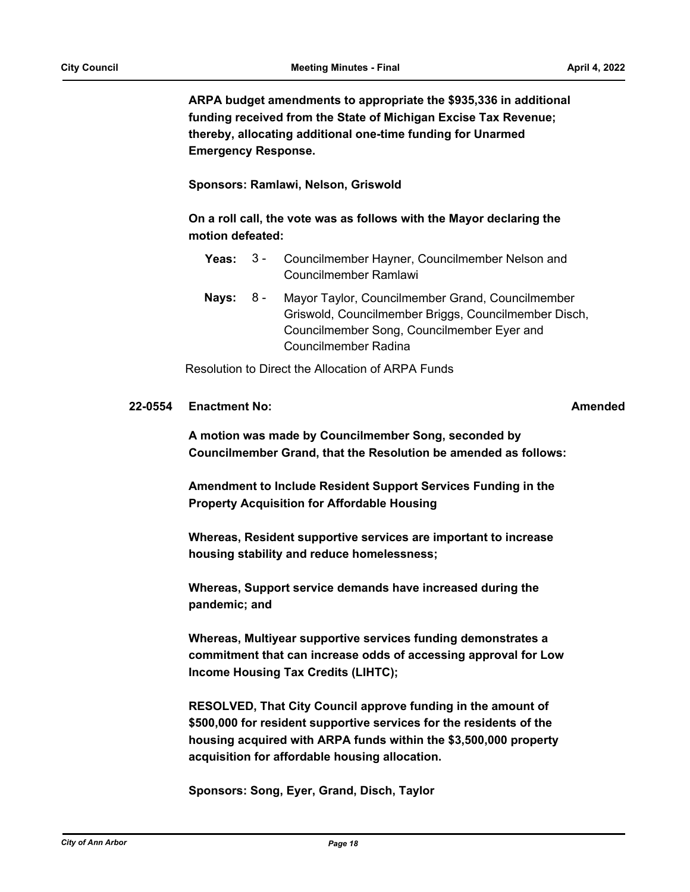**ARPA budget amendments to appropriate the $935,336 in additional funding received from the State of Michigan Excise Tax Revenue; thereby, allocating additional one-time funding for Unarmed Emergency Response.**

**Sponsors: Ramlawi, Nelson, Griswold**

**On a roll call, the vote was as follows with the Mayor declaring the motion defeated:**

**Yeas:** 3 - Councilmember Hayner, Councilmember Nelson and Councilmember Ramlawi

**Nays:** 8 - Mayor Taylor, Councilmember Grand, Councilmember Griswold, Councilmember Briggs, Councilmember Disch, Councilmember Song, Councilmember Eyer and Councilmember Radina

Resolution to Direct the Allocation of ARPA Funds

**22-0554 Enactment No:** **Amended**

**A motion was made by Councilmember Song, seconded by Councilmember Grand, that the Resolution be amended as follows:**

**Amendment to Include Resident Support Services Funding in the Property Acquisition for Affordable Housing**

**Whereas, Resident supportive services are important to increase housing stability and reduce homelessness;**

**Whereas, Support service demands have increased during the pandemic; and**

**Whereas, Multiyear supportive services funding demonstrates a commitment that can increase odds of accessing approval for Low Income Housing Tax Credits (LIHTC);**

**RESOLVED, That City Council approve funding in the amount of $500,000 for resident supportive services for the residents of the housing acquired with ARPA funds within the $3,500,000 property acquisition for affordable housing allocation.**

**Sponsors: Song, Eyer, Grand, Disch, Taylor**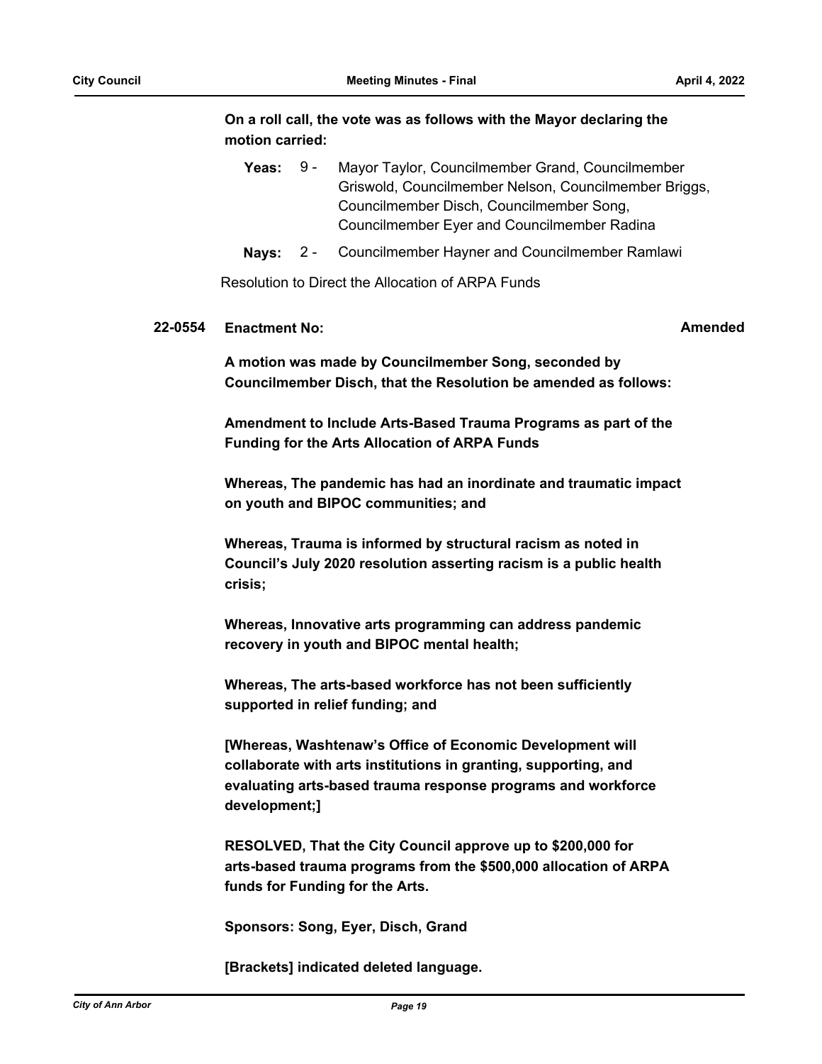**On a roll call, the vote was as follows with the Mayor declaring the motion carried:**

**Yeas:** 9 - Mayor Taylor, Councilmember Grand, Councilmember Griswold, Councilmember Nelson, Councilmember Briggs, Councilmember Disch, Councilmember Song, Councilmember Eyer and Councilmember Radina

**Nays:** 2 - Councilmember Hayner and Councilmember Ramlawi

Resolution to Direct the Allocation of ARPA Funds

**22-0554 Enactment No:** **Amended**

**A motion was made by Councilmember Song, seconded by Councilmember Disch, that the Resolution be amended as follows:**

**Amendment to Include Arts-Based Trauma Programs as part of the Funding for the Arts Allocation of ARPA Funds**

**Whereas, The pandemic has had an inordinate and traumatic impact on youth and BIPOC communities; and**

**Whereas, Trauma is informed by structural racism as noted in Council's July 2020 resolution asserting racism is a public health crisis;**

**Whereas, Innovative arts programming can address pandemic recovery in youth and BIPOC mental health;**

**Whereas, The arts-based workforce has not been sufficiently supported in relief funding; and**

**[Whereas, Washtenaw's Office of Economic Development will collaborate with arts institutions in granting, supporting, and evaluating arts-based trauma response programs and workforce development;]**

**RESOLVED, That the City Council approve up to $200,000 for arts-based trauma programs from the $500,000 allocation of ARPA funds for Funding for the Arts.**

**Sponsors: Song, Eyer, Disch, Grand**

**[Brackets] indicated deleted language.**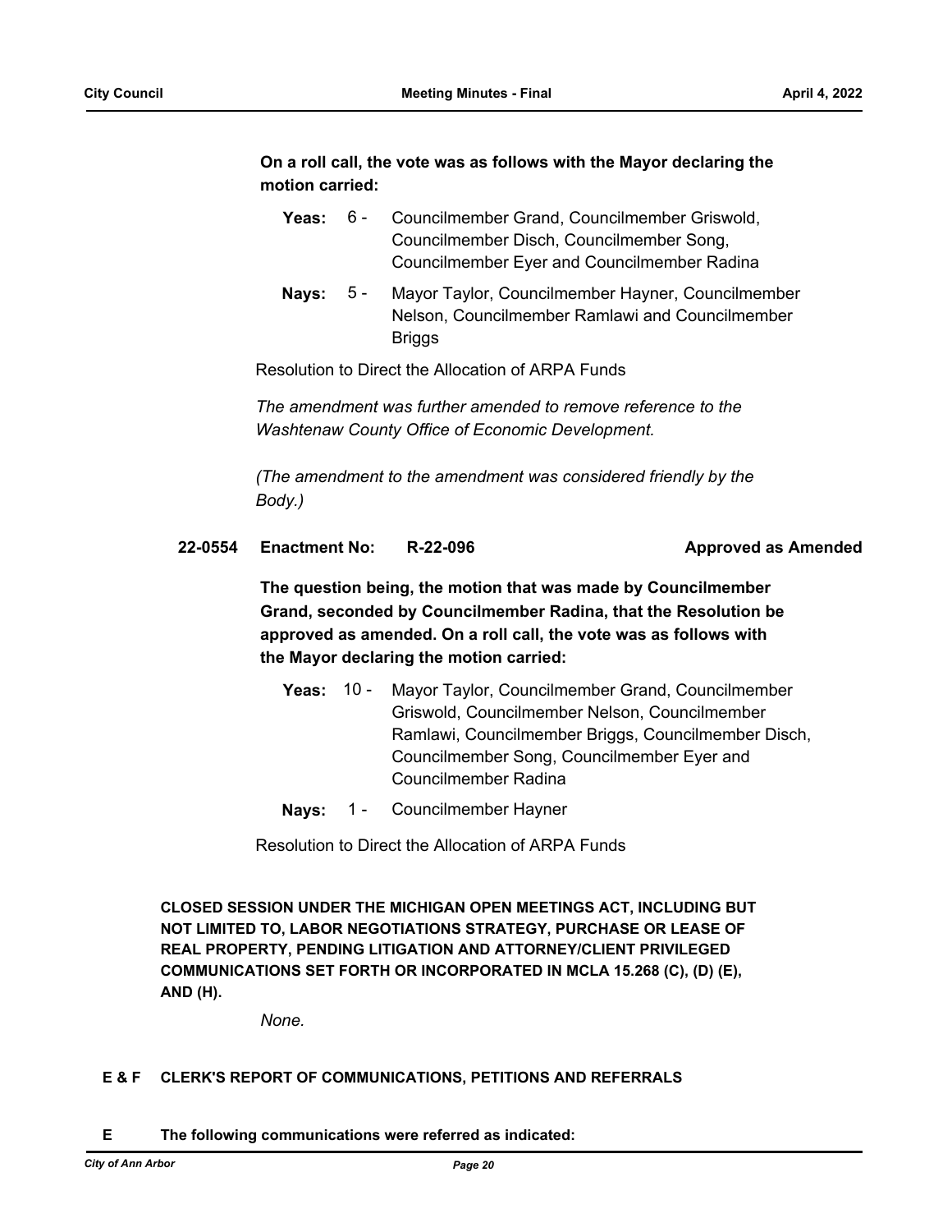**On a roll call, the vote was as follows with the Mayor declaring the motion carried:**

**Yeas:** 6 - Councilmember Grand, Councilmember Griswold, Councilmember Disch, Councilmember Song, Councilmember Eyer and Councilmember Radina

**Nays:** 5 - Mayor Taylor, Councilmember Hayner, Councilmember Nelson, Councilmember Ramlawi and Councilmember Briggs

Resolution to Direct the Allocation of ARPA Funds

*The amendment was further amended to remove reference to the Washtenaw County Office of Economic Development.*

*(The amendment to the amendment was considered friendly by the Body.)*

**22-0554 Enactment No: R-22-096 Approved as Amended**

**The question being, the motion that was made by Councilmember Grand, seconded by Councilmember Radina, that the Resolution be approved as amended. On a roll call, the vote was as follows with the Mayor declaring the motion carried:**

**Yeas:** 10 - Mayor Taylor, Councilmember Grand, Councilmember Griswold, Councilmember Nelson, Councilmember Ramlawi, Councilmember Briggs, Councilmember Disch, Councilmember Song, Councilmember Eyer and Councilmember Radina

**Nays:** 1 - Councilmember Hayner

Resolution to Direct the Allocation of ARPA Funds

**CLOSED SESSION UNDER THE MICHIGAN OPEN MEETINGS ACT, INCLUDING BUT NOT LIMITED TO, LABOR NEGOTIATIONS STRATEGY, PURCHASE OR LEASE OF REAL PROPERTY, PENDING LITIGATION AND ATTORNEY/CLIENT PRIVILEGED COMMUNICATIONS SET FORTH OR INCORPORATED IN MCLA 15.268 (C), (D) (E), AND (H).**

*None.*

## E & F CLERK'S REPORT OF COMMUNICATIONS, PETITIONS AND REFERRALS

## E The following communications were referred as indicated: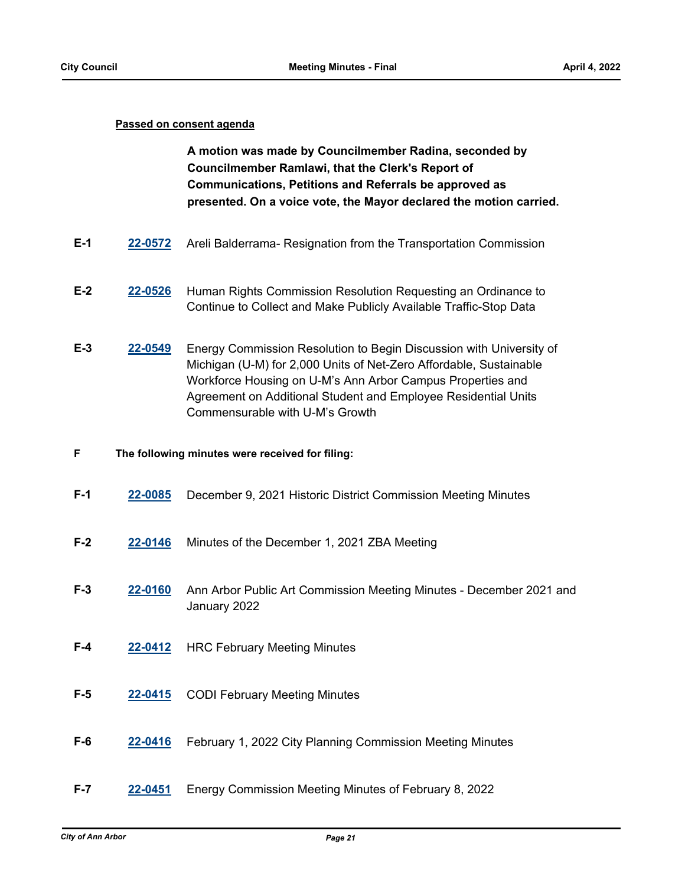**Passed on consent agenda**

**A motion was made by Councilmember Radina, seconded by Councilmember Ramlawi, that the Clerk's Report of Communications, Petitions and Referrals be approved as presented. On a voice vote, the Mayor declared the motion carried.**

**E-1** **22-0572** Areli Balderrama- Resignation from the Transportation Commission

**E-2** **22-0526** Human Rights Commission Resolution Requesting an Ordinance to Continue to Collect and Make Publicly Available Traffic-Stop Data

**E-3** **22-0549** Energy Commission Resolution to Begin Discussion with University of Michigan (U-M) for 2,000 Units of Net-Zero Affordable, Sustainable Workforce Housing on U-M's Ann Arbor Campus Properties and Agreement on Additional Student and Employee Residential Units Commensurable with U-M's Growth

**F** **The following minutes were received for filing:**

**F-1** **22-0085** December 9, 2021 Historic District Commission Meeting Minutes

**F-2** **22-0146** Minutes of the December 1, 2021 ZBA Meeting

**F-3** **22-0160** Ann Arbor Public Art Commission Meeting Minutes - December 2021 and January 2022

**F-4** **22-0412** HRC February Meeting Minutes

**F-5** **22-0415** CODI February Meeting Minutes

**F-6** **22-0416** February 1, 2022 City Planning Commission Meeting Minutes

**F-7** **22-0451** Energy Commission Meeting Minutes of February 8, 2022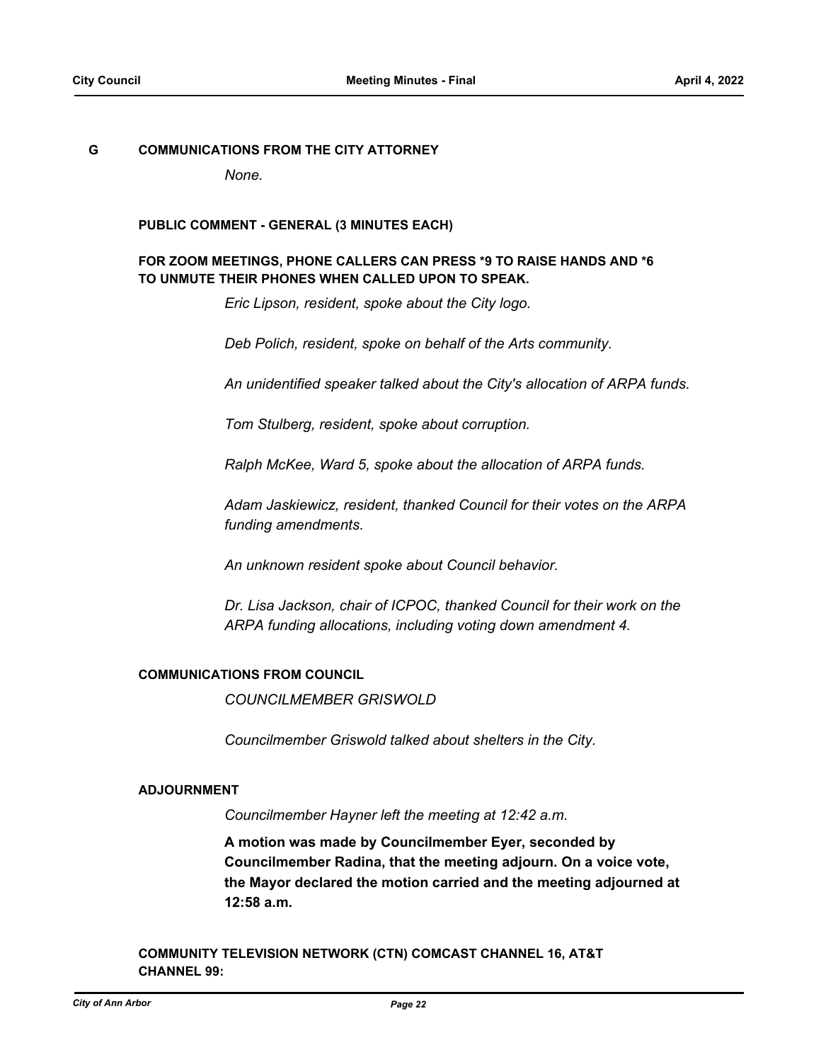## G COMMUNICATIONS FROM THE CITY ATTORNEY

*None.*

### PUBLIC COMMENT - GENERAL (3 MINUTES EACH)

**FOR ZOOM MEETINGS, PHONE CALLERS CAN PRESS *9 TO RAISE HANDS AND *6 TO UNMUTE THEIR PHONES WHEN CALLED UPON TO SPEAK.**

*Eric Lipson, resident, spoke about the City logo.*

*Deb Polich, resident, spoke on behalf of the Arts community.*

*An unidentified speaker talked about the City's allocation of ARPA funds.*

*Tom Stulberg, resident, spoke about corruption.*

*Ralph McKee, Ward 5, spoke about the allocation of ARPA funds.*

*Adam Jaskiewicz, resident, thanked Council for their votes on the ARPA funding amendments.*

*An unknown resident spoke about Council behavior.*

*Dr. Lisa Jackson, chair of ICPOC, thanked Council for their work on the ARPA funding allocations, including voting down amendment 4.*

### COMMUNICATIONS FROM COUNCIL

*COUNCILMEMBER GRISWOLD*

*Councilmember Griswold talked about shelters in the City.*

### ADJOURNMENT

*Councilmember Hayner left the meeting at 12:42 a.m.*

**A motion was made by Councilmember Eyer, seconded by Councilmember Radina, that the meeting adjourn. On a voice vote, the Mayor declared the motion carried and the meeting adjourned at 12:58 a.m.**

### COMMUNITY TELEVISION NETWORK (CTN) COMCAST CHANNEL 16, AT&T CHANNEL 99: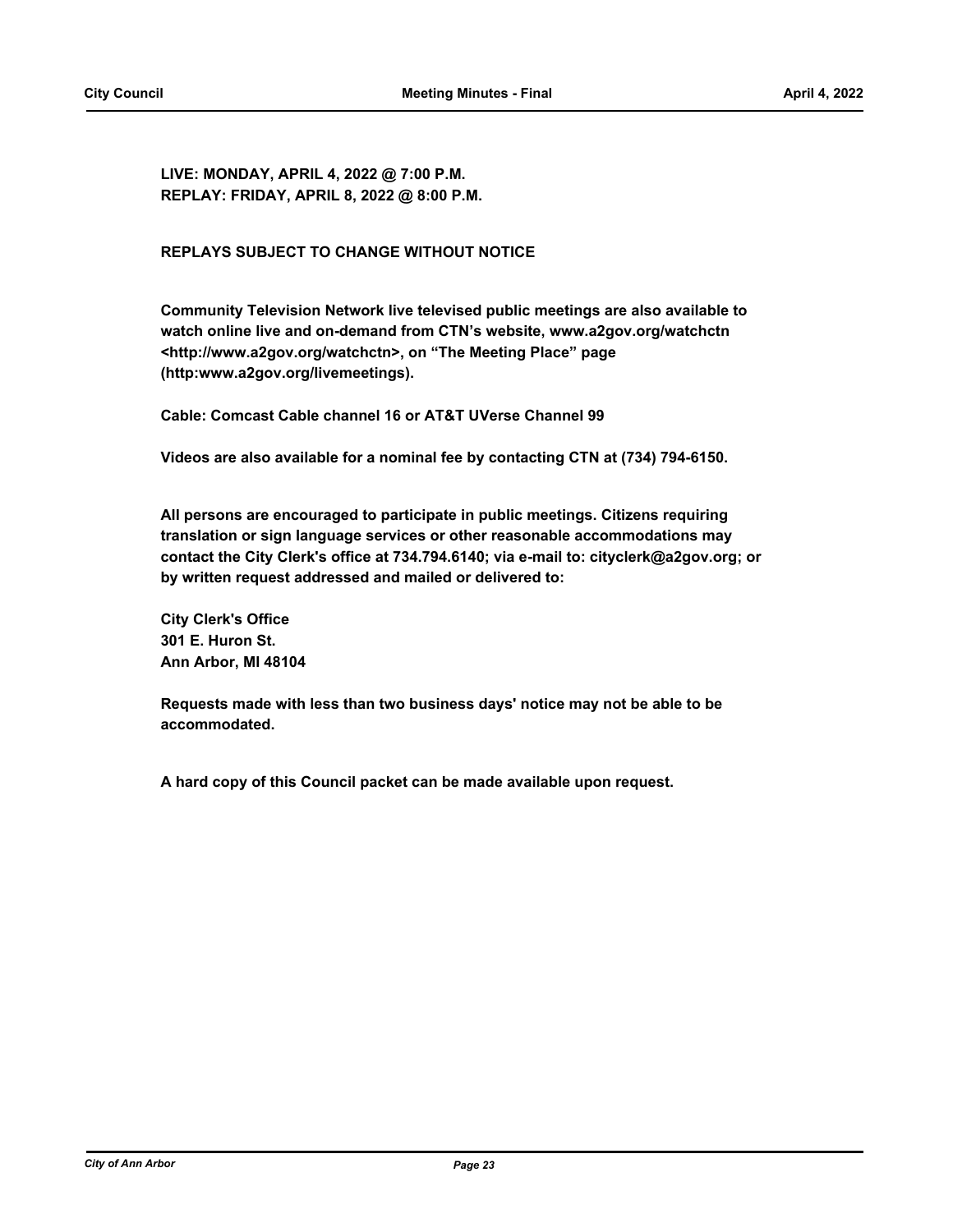**LIVE: MONDAY, APRIL 4, 2022 @ 7:00 P.M.**
**REPLAY: FRIDAY, APRIL 8, 2022 @ 8:00 P.M.**

**REPLAYS SUBJECT TO CHANGE WITHOUT NOTICE**

**Community Television Network live televised public meetings are also available to watch online live and on-demand from CTN's website, www.a2gov.org/watchctn <http://www.a2gov.org/watchctn>, on "The Meeting Place" page (http:www.a2gov.org/livemeetings).**

**Cable: Comcast Cable channel 16 or AT&T UVerse Channel 99**

**Videos are also available for a nominal fee by contacting CTN at (734) 794-6150.**

**All persons are encouraged to participate in public meetings. Citizens requiring translation or sign language services or other reasonable accommodations may contact the City Clerk's office at 734.794.6140; via e-mail to: cityclerk@a2gov.org; or by written request addressed and mailed or delivered to:**

**City Clerk's Office**
**301 E. Huron St.**
**Ann Arbor, MI 48104**

**Requests made with less than two business days' notice may not be able to be accommodated.**

**A hard copy of this Council packet can be made available upon request.**